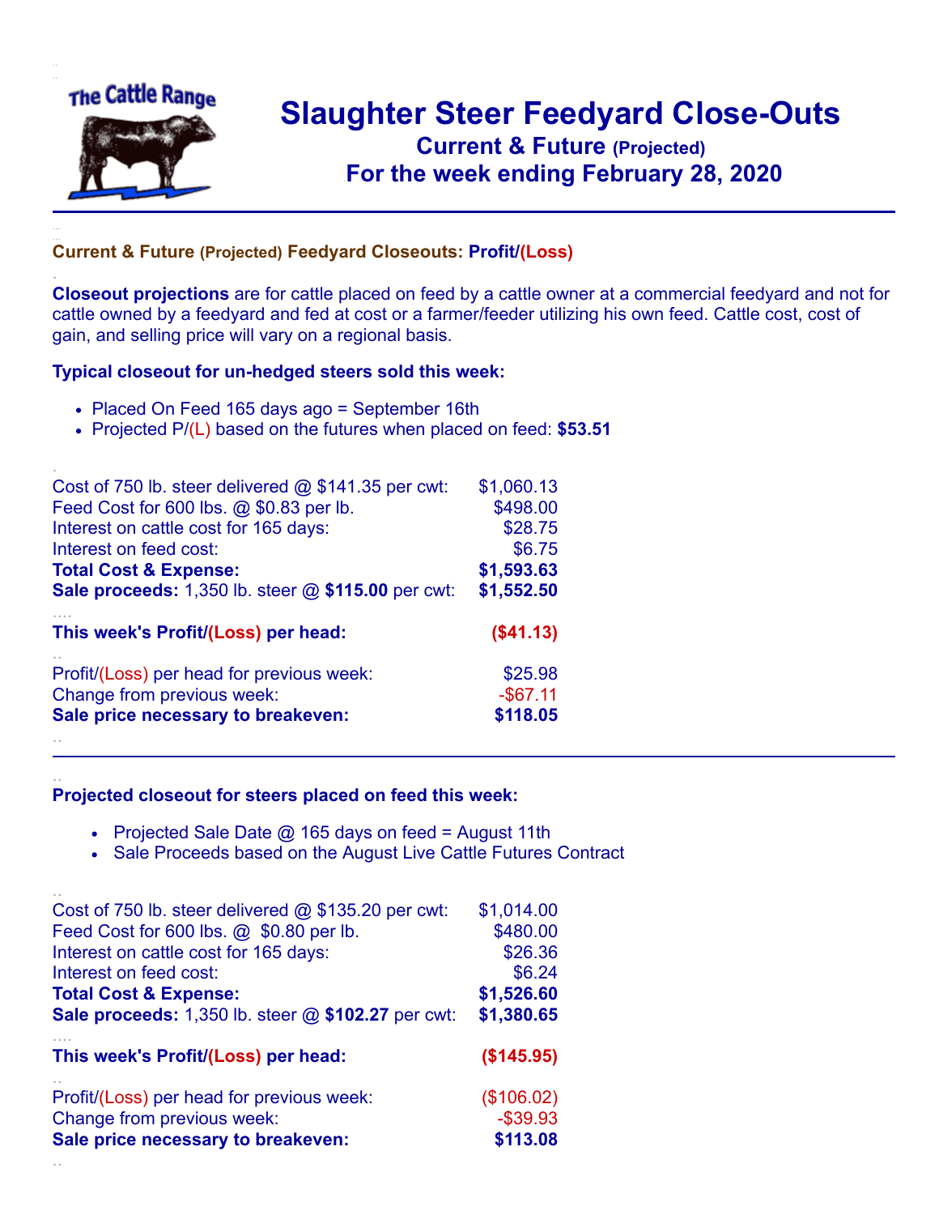The Cattle Range

# Slaughter Steer Feedyard Close-Outs

## Current & Future (Projected)

## For the week ending February 28, 2020

---

### Current & Future (Projected) Feedyard Closeouts: Profit/(Loss)

**Closeout projections** are for cattle placed on feed by a cattle owner at a commercial feedyard and not for cattle owned by a feedyard and fed at cost or a farmer/feeder utilizing his own feed. Cattle cost, cost of gain, and selling price will vary on a regional basis.

**Typical closeout for un-hedged steers sold this week:**

- Placed On Feed 165 days ago = September 16th
- Projected P/(L) based on the futures when placed on feed: **$53.51**

| | |
|---|---|
| Cost of 750 lb. steer delivered @ $141.35 per cwt: | $1,060.13 |
| Feed Cost for 600 lbs. @ $0.83 per lb. | $498.00 |
| Interest on cattle cost for 165 days: | $28.75 |
| Interest on feed cost: | $6.75 |
| **Total Cost & Expense:** | **$1,593.63** |
| **Sale proceeds:** 1,350 lb. steer @ **$115.00** per cwt: | **$1,552.50** |
| **This week's Profit/(Loss) per head:** | **($41.13)** |
| Profit/(Loss) per head for previous week: | $25.98 |
| Change from previous week: | -$67.11 |
| **Sale price necessary to breakeven:** | **$118.05** |

---

**Projected closeout for steers placed on feed this week:**

- Projected Sale Date @ 165 days on feed = August 11th
- Sale Proceeds based on the August Live Cattle Futures Contract

| | |
|---|---|
| Cost of 750 lb. steer delivered @ $135.20 per cwt: | $1,014.00 |
| Feed Cost for 600 lbs. @ $0.80 per lb. | $480.00 |
| Interest on cattle cost for 165 days: | $26.36 |
| Interest on feed cost: | $6.24 |
| **Total Cost & Expense:** | **$1,526.60** |
| **Sale proceeds:** 1,350 lb. steer @ **$102.27** per cwt: | **$1,380.65** |
| **This week's Profit/(Loss) per head:** | **($145.95)** |
| Profit/(Loss) per head for previous week: | ($106.02) |
| Change from previous week: | -$39.93 |
| **Sale price necessary to breakeven:** | **$113.08** |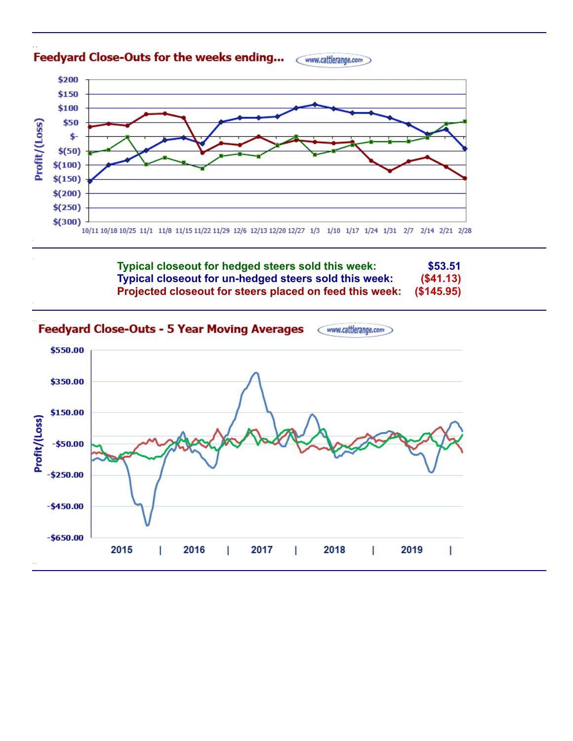## Feedyard Close-Outs for the weeks ending...

www.cattlerange.com

Profit/(Loss)

$200
$150
$100
$50
$-
$(50)
$(100)
$(150)
$(200)
$(250)
$(300)

10/11 10/18 10/25 11/1 11/8 11/15 11/22 11/29 12/6 12/13 12/20 12/27 1/3 1/10 1/17 1/24 1/31 2/7 2/14 2/21 2/28

**Typical closeout for hedged steers sold this week:** **$53.51**
**Typical closeout for un-hedged steers sold this week:** **($41.13)**
**Projected closeout for steers placed on feed this week:** **($145.95)**

## Feedyard Close-Outs - 5 Year Moving Averages

www.cattlerange.com

Profit/(Loss)

$550.00
$350.00
$150.00
-$50.00
-$250.00
-$450.00
-$650.00

2015 | 2016 | 2017 | 2018 | 2019 |